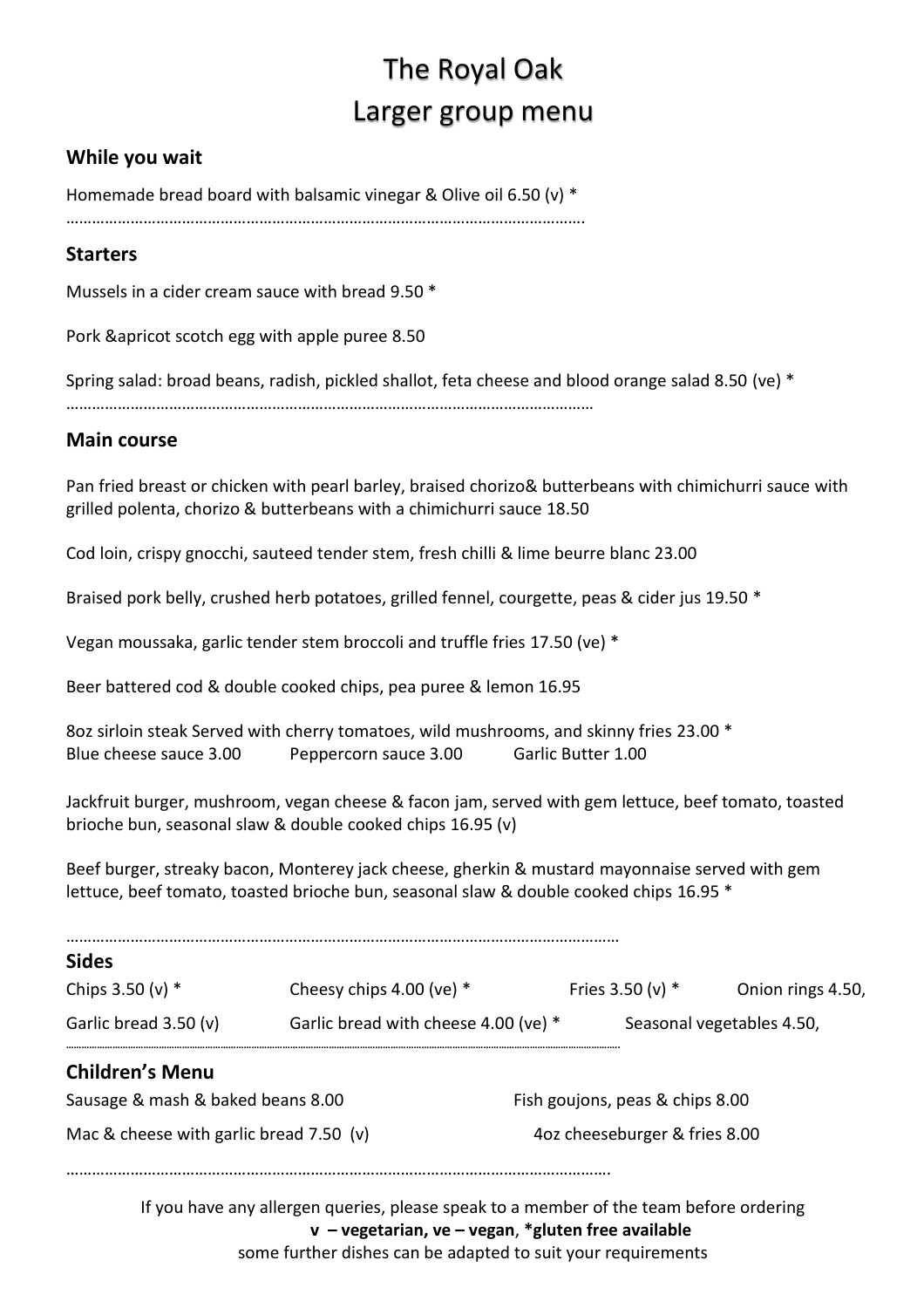# The Royal Oak
# Larger group menu

## While you wait

Homemade bread board with balsamic vinegar & Olive oil 6.50 (v) *

………………………………………………………………………………………………………….

## Starters

Mussels in a cider cream sauce with bread 9.50 *

Pork &apricot scotch egg with apple puree 8.50

Spring salad: broad beans, radish, pickled shallot, feta cheese and blood orange salad 8.50 (ve) *

…………………………………………………………………………………………………………

## Main course

Pan fried breast or chicken with pearl barley, braised chorizo& butterbeans with chimichurri sauce with grilled polenta, chorizo & butterbeans with a chimichurri sauce 18.50

Cod loin, crispy gnocchi, sauteed tender stem, fresh chilli & lime beurre blanc 23.00

Braised pork belly, crushed herb potatoes, grilled fennel, courgette, peas & cider jus 19.50 *

Vegan moussaka, garlic tender stem broccoli and truffle fries 17.50 (ve) *

Beer battered cod & double cooked chips, pea puree & lemon 16.95

8oz sirloin steak Served with cherry tomatoes, wild mushrooms, and skinny fries 23.00 *
Blue cheese sauce 3.00 Peppercorn sauce 3.00 Garlic Butter 1.00

Jackfruit burger, mushroom, vegan cheese & facon jam, served with gem lettuce, beef tomato, toasted brioche bun, seasonal slaw & double cooked chips 16.95 (v)

Beef burger, streaky bacon, Monterey jack cheese, gherkin & mustard mayonnaise served with gem lettuce, beef tomato, toasted brioche bun, seasonal slaw & double cooked chips 16.95 *

………………………………………………………………………………………………………………

## Sides

Chips 3.50 (v) * Cheesy chips 4.00 (ve) * Fries 3.50 (v) * Onion rings 4.50,

Garlic bread 3.50 (v) Garlic bread with cheese 4.00 (ve) * Seasonal vegetables 4.50,

## Children's Menu

Sausage & mash & baked beans 8.00

Fish goujons, peas & chips 8.00

Mac & cheese with garlic bread 7.50 (v)

4oz cheeseburger & fries 8.00

…………………………………………………………………………………………………………….

If you have any allergen queries, please speak to a member of the team before ordering

**v – vegetarian, ve – vegan**, ***gluten free available**

some further dishes can be adapted to suit your requirements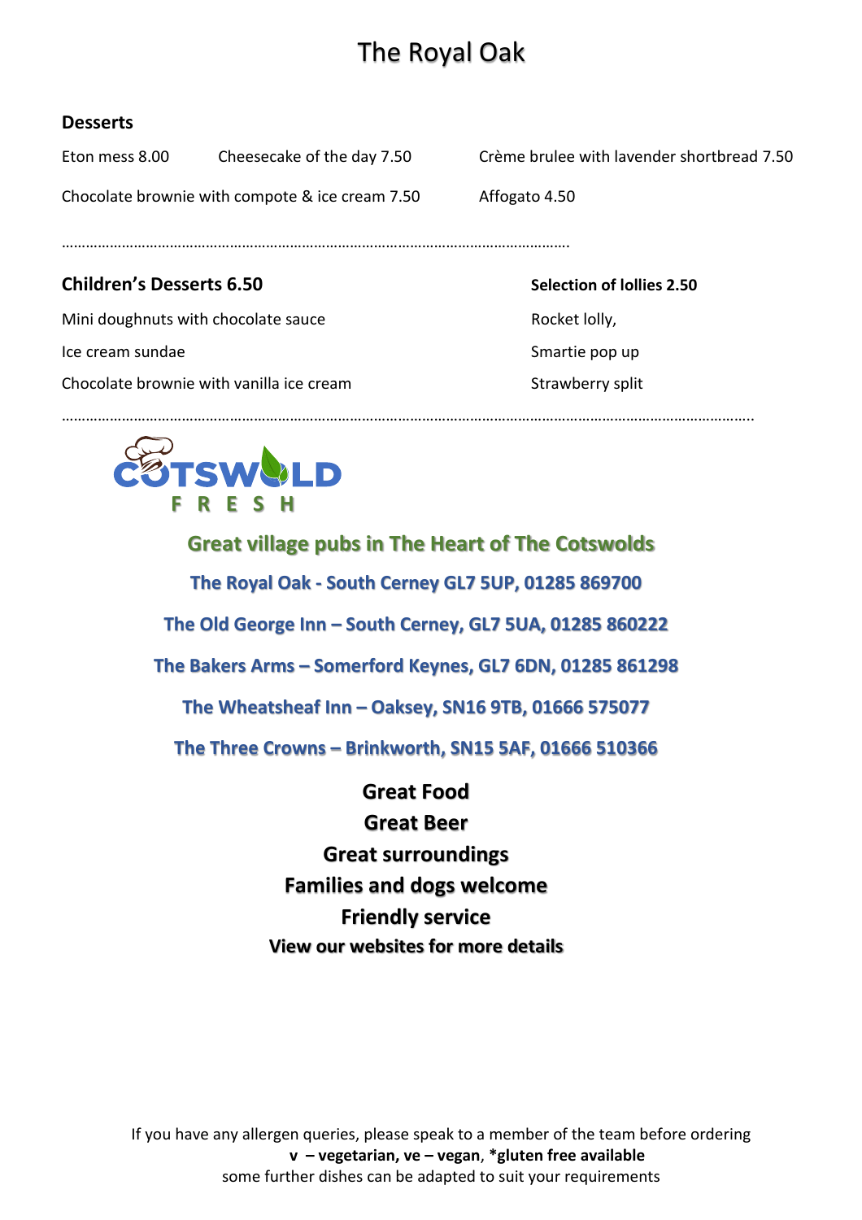# The Royal Oak

## Desserts

Eton mess 8.00

Cheesecake of the day 7.50

Crème brulee with lavender shortbread 7.50

Chocolate brownie with compote & ice cream 7.50

Affogato 4.50

…………………………………………………………………………………………………………….

## Children's Desserts 6.50

Mini doughnuts with chocolate sauce

Ice cream sundae

Chocolate brownie with vanilla ice cream

**Selection of lollies 2.50**

Rocket lolly,

Smartie pop up

Strawberry split

……………………………………………………………………………………………………………………………………………….

COTSWOLD FRESH

**Great village pubs in The Heart of The Cotswolds**

**The Royal Oak - South Cerney GL7 5UP, 01285 869700**

**The Old George Inn – South Cerney, GL7 5UA, 01285 860222**

**The Bakers Arms – Somerford Keynes, GL7 6DN, 01285 861298**

**The Wheatsheaf Inn – Oaksey, SN16 9TB, 01666 575077**

**The Three Crowns – Brinkworth, SN15 5AF, 01666 510366**

**Great Food**

**Great Beer**

**Great surroundings**

**Families and dogs welcome**

**Friendly service**

**View our websites for more details**

If you have any allergen queries, please speak to a member of the team before ordering

**v – vegetarian, ve – vegan**, ***gluten free available**

some further dishes can be adapted to suit your requirements